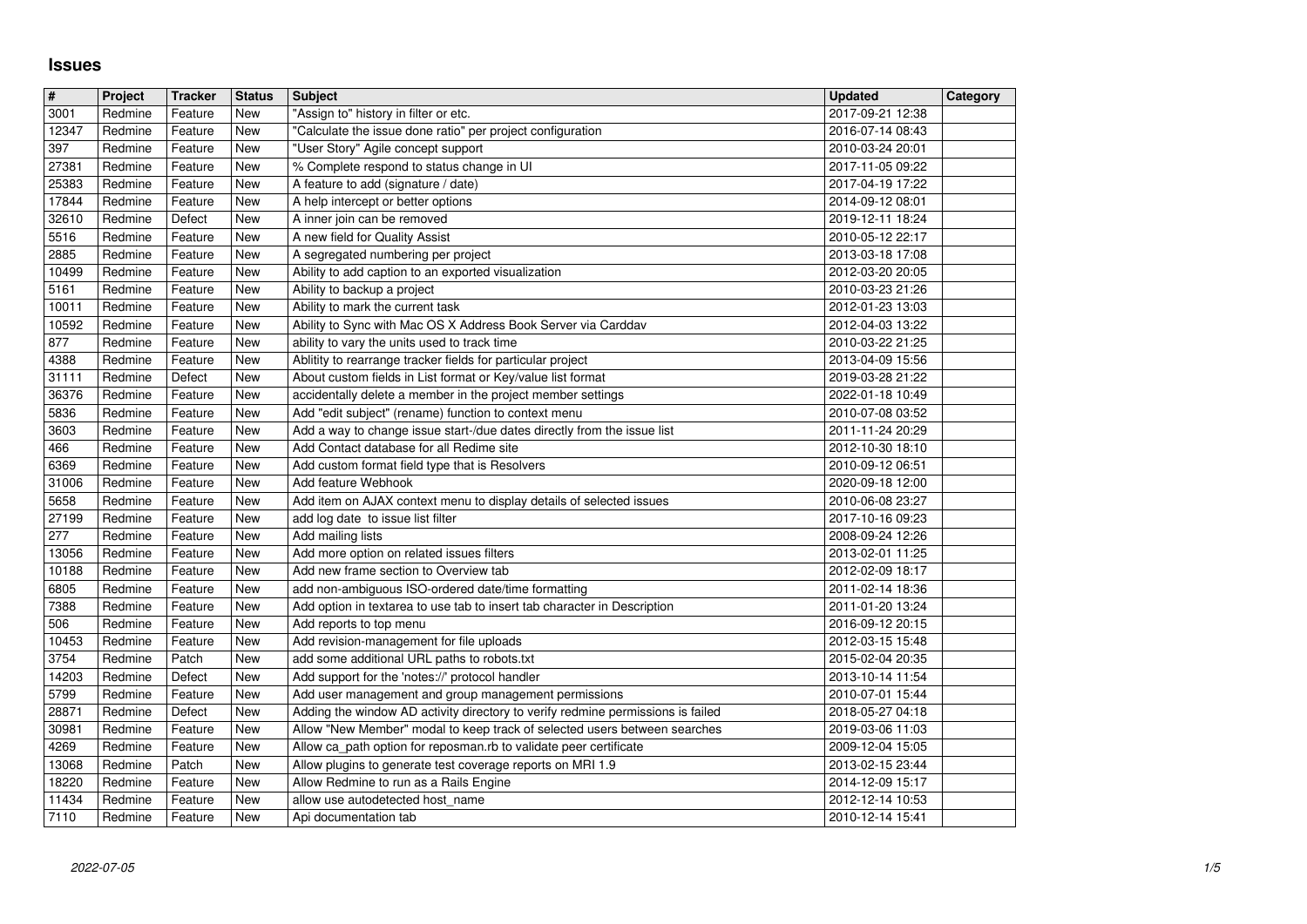# Issues

| # | Project | Tracker | Status | Subject | Updated | Category |
|---|---|---|---|---|---|---|
| 3001 | Redmine | Feature | New | "Assign to" history in filter or etc. | 2017-09-21 12:38 | |
| 12347 | Redmine | Feature | New | "Calculate the issue done ratio" per project configuration | 2016-07-14 08:43 | |
| 397 | Redmine | Feature | New | "User Story" Agile concept support | 2010-03-24 20:01 | |
| 27381 | Redmine | Feature | New | % Complete respond to status change in UI | 2017-11-05 09:22 | |
| 25383 | Redmine | Feature | New | A feature to add (signature / date) | 2017-04-19 17:22 | |
| 17844 | Redmine | Feature | New | A help intercept or better options | 2014-09-12 08:01 | |
| 32610 | Redmine | Defect | New | A inner join can be removed | 2019-12-11 18:24 | |
| 5516 | Redmine | Feature | New | A new field for Quality Assist | 2010-05-12 22:17 | |
| 2885 | Redmine | Feature | New | A segregated numbering per project | 2013-03-18 17:08 | |
| 10499 | Redmine | Feature | New | Ability to add caption to an exported visualization | 2012-03-20 20:05 | |
| 5161 | Redmine | Feature | New | Ability to backup a project | 2010-03-23 21:26 | |
| 10011 | Redmine | Feature | New | Ability to mark the current task | 2012-01-23 13:03 | |
| 10592 | Redmine | Feature | New | Ability to Sync with Mac OS X Address Book Server via Carddav | 2012-04-03 13:22 | |
| 877 | Redmine | Feature | New | ability to vary the units used to track time | 2010-03-22 21:25 | |
| 4388 | Redmine | Feature | New | Ablitity to rearrange tracker fields for particular project | 2013-04-09 15:56 | |
| 31111 | Redmine | Defect | New | About custom fields in List format or Key/value list format | 2019-03-28 21:22 | |
| 36376 | Redmine | Feature | New | accidentally delete a member in the project member settings | 2022-01-18 10:49 | |
| 5836 | Redmine | Feature | New | Add "edit subject" (rename) function to context menu | 2010-07-08 03:52 | |
| 3603 | Redmine | Feature | New | Add a way to change issue start-/due dates directly from the issue list | 2011-11-24 20:29 | |
| 466 | Redmine | Feature | New | Add Contact database for all Redime site | 2012-10-30 18:10 | |
| 6369 | Redmine | Feature | New | Add custom format field type that is Resolvers | 2010-09-12 06:51 | |
| 31006 | Redmine | Feature | New | Add feature Webhook | 2020-09-18 12:00 | |
| 5658 | Redmine | Feature | New | Add item on AJAX context menu to display details of selected issues | 2010-06-08 23:27 | |
| 27199 | Redmine | Feature | New | add log date to issue list filter | 2017-10-16 09:23 | |
| 277 | Redmine | Feature | New | Add mailing lists | 2008-09-24 12:26 | |
| 13056 | Redmine | Feature | New | Add more option on related issues filters | 2013-02-01 11:25 | |
| 10188 | Redmine | Feature | New | Add new frame section to Overview tab | 2012-02-09 18:17 | |
| 6805 | Redmine | Feature | New | add non-ambiguous ISO-ordered date/time formatting | 2011-02-14 18:36 | |
| 7388 | Redmine | Feature | New | Add option in textarea to use tab to insert tab character in Description | 2011-01-20 13:24 | |
| 506 | Redmine | Feature | New | Add reports to top menu | 2016-09-12 20:15 | |
| 10453 | Redmine | Feature | New | Add revision-management for file uploads | 2012-03-15 15:48 | |
| 3754 | Redmine | Patch | New | add some additional URL paths to robots.txt | 2015-02-04 20:35 | |
| 14203 | Redmine | Defect | New | Add support for the 'notes://' protocol handler | 2013-10-14 11:54 | |
| 5799 | Redmine | Feature | New | Add user management and group management permissions | 2010-07-01 15:44 | |
| 28871 | Redmine | Defect | New | Adding the window AD activity directory to verify redmine permissions is failed | 2018-05-27 04:18 | |
| 30981 | Redmine | Feature | New | Allow "New Member" modal to keep track of selected users between searches | 2019-03-06 11:03 | |
| 4269 | Redmine | Feature | New | Allow ca_path option for reposman.rb to validate peer certificate | 2009-12-04 15:05 | |
| 13068 | Redmine | Patch | New | Allow plugins to generate test coverage reports on MRI 1.9 | 2013-02-15 23:44 | |
| 18220 | Redmine | Feature | New | Allow Redmine to run as a Rails Engine | 2014-12-09 15:17 | |
| 11434 | Redmine | Feature | New | allow use autodetected host_name | 2012-12-14 10:53 | |
| 7110 | Redmine | Feature | New | Api documentation tab | 2010-12-14 15:41 | |

2022-07-05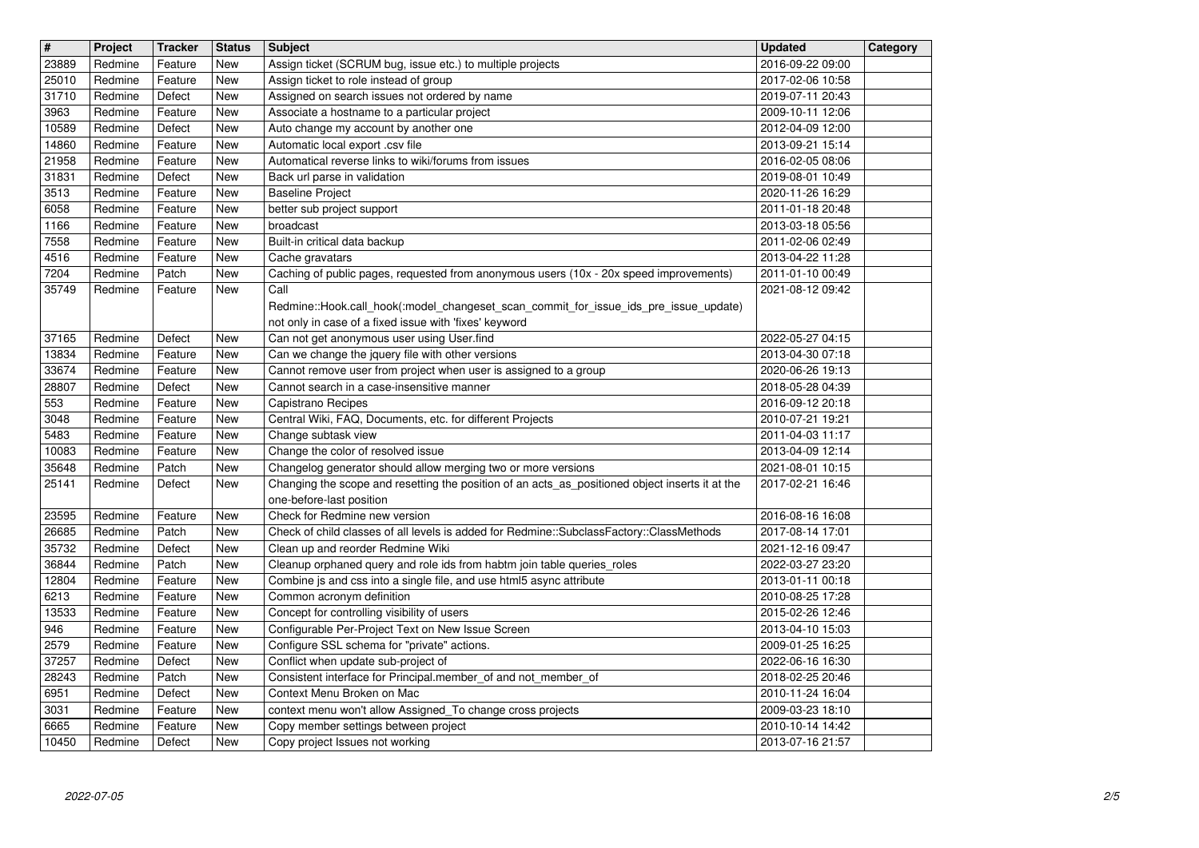| # | Project | Tracker | Status | Subject | Updated | Category |
|---|---|---|---|---|---|---|
| 23889 | Redmine | Feature | New | Assign ticket (SCRUM bug, issue etc.) to multiple projects | 2016-09-22 09:00 | |
| 25010 | Redmine | Feature | New | Assign ticket to role instead of group | 2017-02-06 10:58 | |
| 31710 | Redmine | Defect | New | Assigned on search issues not ordered by name | 2019-07-11 20:43 | |
| 3963 | Redmine | Feature | New | Associate a hostname to a particular project | 2009-10-11 12:06 | |
| 10589 | Redmine | Defect | New | Auto change my account by another one | 2012-04-09 12:00 | |
| 14860 | Redmine | Feature | New | Automatic local export .csv file | 2013-09-21 15:14 | |
| 21958 | Redmine | Feature | New | Automatical reverse links to wiki/forums from issues | 2016-02-05 08:06 | |
| 31831 | Redmine | Defect | New | Back url parse in validation | 2019-08-01 10:49 | |
| 3513 | Redmine | Feature | New | Baseline Project | 2020-11-26 16:29 | |
| 6058 | Redmine | Feature | New | better sub project support | 2011-01-18 20:48 | |
| 1166 | Redmine | Feature | New | broadcast | 2013-03-18 05:56 | |
| 7558 | Redmine | Feature | New | Built-in critical data backup | 2011-02-06 02:49 | |
| 4516 | Redmine | Feature | New | Cache gravatars | 2013-04-22 11:28 | |
| 7204 | Redmine | Patch | New | Caching of public pages, requested from anonymous users (10x - 20x speed improvements) | 2011-01-10 00:49 | |
| 35749 | Redmine | Feature | New | Call Redmine::Hook.call_hook(:model_changeset_scan_commit_for_issue_ids_pre_issue_update) not only in case of a fixed issue with 'fixes' keyword | 2021-08-12 09:42 | |
| 37165 | Redmine | Defect | New | Can not get anonymous user using User.find | 2022-05-27 04:15 | |
| 13834 | Redmine | Feature | New | Can we change the jquery file with other versions | 2013-04-30 07:18 | |
| 33674 | Redmine | Feature | New | Cannot remove user from project when user is assigned to a group | 2020-06-26 19:13 | |
| 28807 | Redmine | Defect | New | Cannot search in a case-insensitive manner | 2018-05-28 04:39 | |
| 553 | Redmine | Feature | New | Capistrano Recipes | 2016-09-12 20:18 | |
| 3048 | Redmine | Feature | New | Central Wiki, FAQ, Documents, etc. for different Projects | 2010-07-21 19:21 | |
| 5483 | Redmine | Feature | New | Change subtask view | 2011-04-03 11:17 | |
| 10083 | Redmine | Feature | New | Change the color of resolved issue | 2013-04-09 12:14 | |
| 35648 | Redmine | Patch | New | Changelog generator should allow merging two or more versions | 2021-08-01 10:15 | |
| 25141 | Redmine | Defect | New | Changing the scope and resetting the position of an acts_as_positioned object inserts it at the one-before-last position | 2017-02-21 16:46 | |
| 23595 | Redmine | Feature | New | Check for Redmine new version | 2016-08-16 16:08 | |
| 26685 | Redmine | Patch | New | Check of child classes of all levels is added for Redmine::SubclassFactory::ClassMethods | 2017-08-14 17:01 | |
| 35732 | Redmine | Defect | New | Clean up and reorder Redmine Wiki | 2021-12-16 09:47 | |
| 36844 | Redmine | Patch | New | Cleanup orphaned query and role ids from habtm join table queries_roles | 2022-03-27 23:20 | |
| 12804 | Redmine | Feature | New | Combine js and css into a single file, and use html5 async attribute | 2013-01-11 00:18 | |
| 6213 | Redmine | Feature | New | Common acronym definition | 2010-08-25 17:28 | |
| 13533 | Redmine | Feature | New | Concept for controlling visibility of users | 2015-02-26 12:46 | |
| 946 | Redmine | Feature | New | Configurable Per-Project Text on New Issue Screen | 2013-04-10 15:03 | |
| 2579 | Redmine | Feature | New | Configure SSL schema for "private" actions. | 2009-01-25 16:25 | |
| 37257 | Redmine | Defect | New | Conflict when update sub-project of | 2022-06-16 16:30 | |
| 28243 | Redmine | Patch | New | Consistent interface for Principal.member_of and not_member_of | 2018-02-25 20:46 | |
| 6951 | Redmine | Defect | New | Context Menu Broken on Mac | 2010-11-24 16:04 | |
| 3031 | Redmine | Feature | New | context menu won't allow Assigned_To change cross projects | 2009-03-23 18:10 | |
| 6665 | Redmine | Feature | New | Copy member settings between project | 2010-10-14 14:42 | |
| 10450 | Redmine | Defect | New | Copy project Issues not working | 2013-07-16 21:57 | |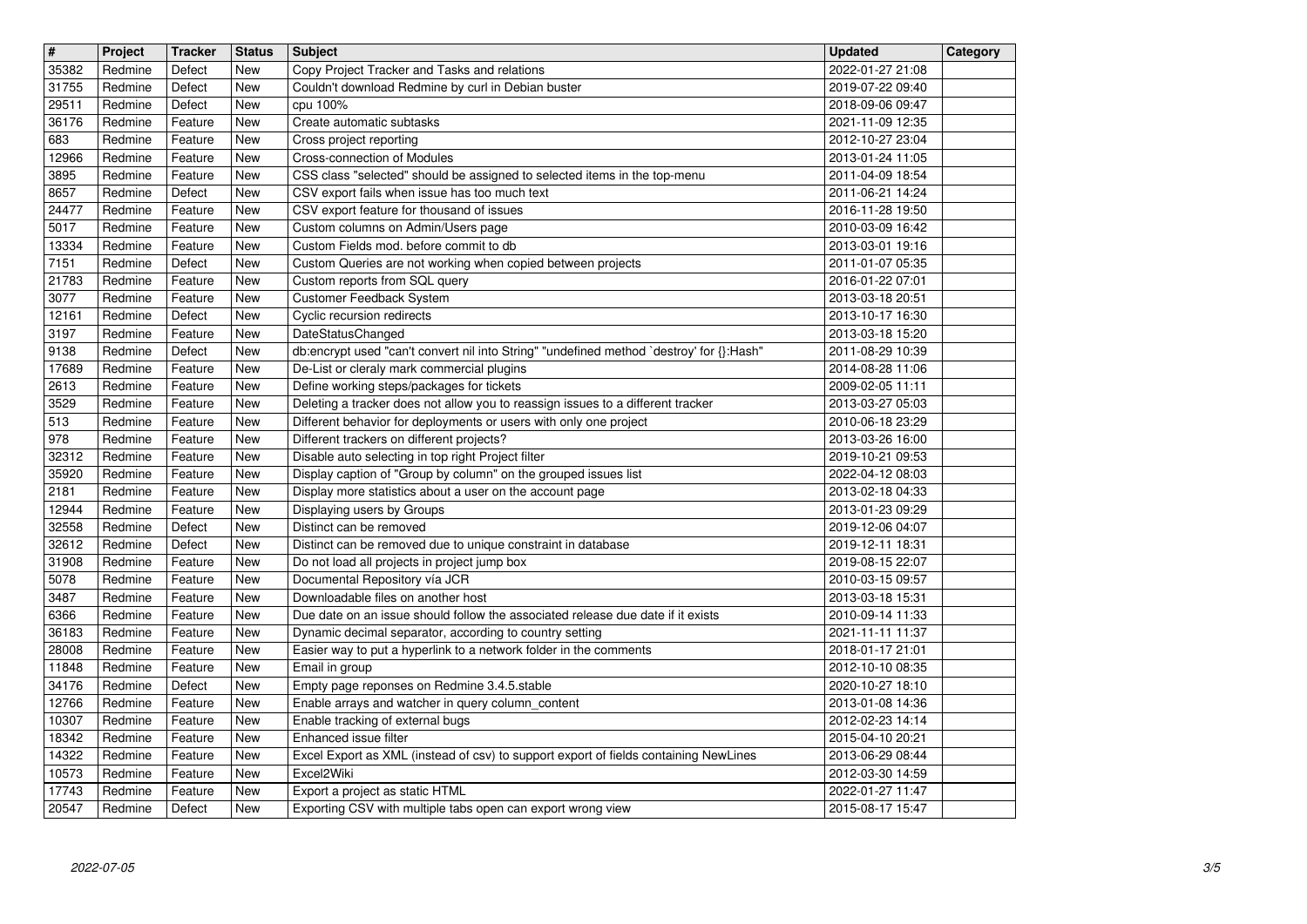| # | Project | Tracker | Status | Subject | Updated | Category |
|---|---|---|---|---|---|---|
| 35382 | Redmine | Defect | New | Copy Project Tracker and Tasks and relations | 2022-01-27 21:08 | |
| 31755 | Redmine | Defect | New | Couldn't download Redmine by curl in Debian buster | 2019-07-22 09:40 | |
| 29511 | Redmine | Defect | New | cpu 100% | 2018-09-06 09:47 | |
| 36176 | Redmine | Feature | New | Create automatic subtasks | 2021-11-09 12:35 | |
| 683 | Redmine | Feature | New | Cross project reporting | 2012-10-27 23:04 | |
| 12966 | Redmine | Feature | New | Cross-connection of Modules | 2013-01-24 11:05 | |
| 3895 | Redmine | Feature | New | CSS class "selected" should be assigned to selected items in the top-menu | 2011-04-09 18:54 | |
| 8657 | Redmine | Defect | New | CSV export fails when issue has too much text | 2011-06-21 14:24 | |
| 24477 | Redmine | Feature | New | CSV export feature for thousand of issues | 2016-11-28 19:50 | |
| 5017 | Redmine | Feature | New | Custom columns on Admin/Users page | 2010-03-09 16:42 | |
| 13334 | Redmine | Feature | New | Custom Fields mod. before commit to db | 2013-03-01 19:16 | |
| 7151 | Redmine | Defect | New | Custom Queries are not working when copied between projects | 2011-01-07 05:35 | |
| 21783 | Redmine | Feature | New | Custom reports from SQL query | 2016-01-22 07:01 | |
| 3077 | Redmine | Feature | New | Customer Feedback System | 2013-03-18 20:51 | |
| 12161 | Redmine | Defect | New | Cyclic recursion redirects | 2013-10-17 16:30 | |
| 3197 | Redmine | Feature | New | DateStatusChanged | 2013-03-18 15:20 | |
| 9138 | Redmine | Defect | New | db:encrypt used "can't convert nil into String" "undefined method `destroy' for {}:Hash" | 2011-08-29 10:39 | |
| 17689 | Redmine | Feature | New | De-List or cleraly mark commercial plugins | 2014-08-28 11:06 | |
| 2613 | Redmine | Feature | New | Define working steps/packages for tickets | 2009-02-05 11:11 | |
| 3529 | Redmine | Feature | New | Deleting a tracker does not allow you to reassign issues to a different tracker | 2013-03-27 05:03 | |
| 513 | Redmine | Feature | New | Different behavior for deployments or users with only one project | 2010-06-18 23:29 | |
| 978 | Redmine | Feature | New | Different trackers on different projects? | 2013-03-26 16:00 | |
| 32312 | Redmine | Feature | New | Disable auto selecting in top right Project filter | 2019-10-21 09:53 | |
| 35920 | Redmine | Feature | New | Display caption of "Group by column" on the grouped issues list | 2022-04-12 08:03 | |
| 2181 | Redmine | Feature | New | Display more statistics about a user on the account page | 2013-02-18 04:33 | |
| 12944 | Redmine | Feature | New | Displaying users by Groups | 2013-01-23 09:29 | |
| 32558 | Redmine | Defect | New | Distinct can be removed | 2019-12-06 04:07 | |
| 32612 | Redmine | Defect | New | Distinct can be removed due to unique constraint in database | 2019-12-11 18:31 | |
| 31908 | Redmine | Feature | New | Do not load all projects in project jump box | 2019-08-15 22:07 | |
| 5078 | Redmine | Feature | New | Documental Repository vía JCR | 2010-03-15 09:57 | |
| 3487 | Redmine | Feature | New | Downloadable files on another host | 2013-03-18 15:31 | |
| 6366 | Redmine | Feature | New | Due date on an issue should follow the associated release due date if it exists | 2010-09-14 11:33 | |
| 36183 | Redmine | Feature | New | Dynamic decimal separator, according to country setting | 2021-11-11 11:37 | |
| 28008 | Redmine | Feature | New | Easier way to put a hyperlink to a network folder in the comments | 2018-01-17 21:01 | |
| 11848 | Redmine | Feature | New | Email in group | 2012-10-10 08:35 | |
| 34176 | Redmine | Defect | New | Empty page reponses on Redmine 3.4.5.stable | 2020-10-27 18:10 | |
| 12766 | Redmine | Feature | New | Enable arrays and watcher in query column_content | 2013-01-08 14:36 | |
| 10307 | Redmine | Feature | New | Enable tracking of external bugs | 2012-02-23 14:14 | |
| 18342 | Redmine | Feature | New | Enhanced issue filter | 2015-04-10 20:21 | |
| 14322 | Redmine | Feature | New | Excel Export as XML (instead of csv) to support export of fields containing NewLines | 2013-06-29 08:44 | |
| 10573 | Redmine | Feature | New | Excel2Wiki | 2012-03-30 14:59 | |
| 17743 | Redmine | Feature | New | Export a project as static HTML | 2022-01-27 11:47 | |
| 20547 | Redmine | Defect | New | Exporting CSV with multiple tabs open can export wrong view | 2015-08-17 15:47 | |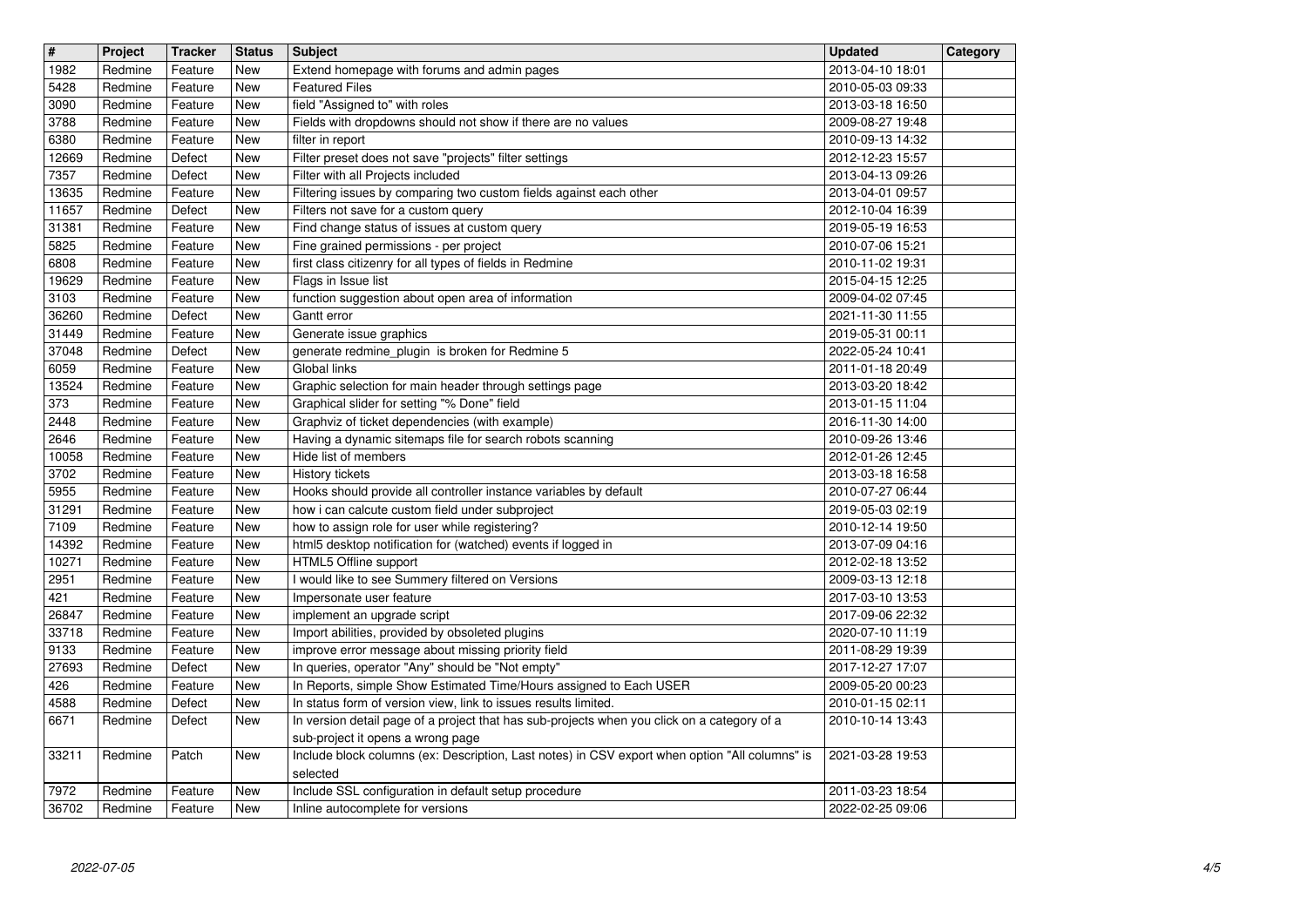| # | Project | Tracker | Status | Subject | Updated | Category |
| --- | --- | --- | --- | --- | --- | --- |
| 1982 | Redmine | Feature | New | Extend homepage with forums and admin pages | 2013-04-10 18:01 | |
| 5428 | Redmine | Feature | New | Featured Files | 2010-05-03 09:33 | |
| 3090 | Redmine | Feature | New | field "Assigned to" with roles | 2013-03-18 16:50 | |
| 3788 | Redmine | Feature | New | Fields with dropdowns should not show if there are no values | 2009-08-27 19:48 | |
| 6380 | Redmine | Feature | New | filter in report | 2010-09-13 14:32 | |
| 12669 | Redmine | Defect | New | Filter preset does not save "projects" filter settings | 2012-12-23 15:57 | |
| 7357 | Redmine | Defect | New | Filter with all Projects included | 2013-04-13 09:26 | |
| 13635 | Redmine | Feature | New | Filtering issues by comparing two custom fields against each other | 2013-04-01 09:57 | |
| 11657 | Redmine | Defect | New | Filters not save for a custom query | 2012-10-04 16:39 | |
| 31381 | Redmine | Feature | New | Find change status of issues at custom query | 2019-05-19 16:53 | |
| 5825 | Redmine | Feature | New | Fine grained permissions - per project | 2010-07-06 15:21 | |
| 6808 | Redmine | Feature | New | first class citizenry for all types of fields in Redmine | 2010-11-02 19:31 | |
| 19629 | Redmine | Feature | New | Flags in Issue list | 2015-04-15 12:25 | |
| 3103 | Redmine | Feature | New | function suggestion about open area of information | 2009-04-02 07:45 | |
| 36260 | Redmine | Defect | New | Gantt error | 2021-11-30 11:55 | |
| 31449 | Redmine | Feature | New | Generate issue graphics | 2019-05-31 00:11 | |
| 37048 | Redmine | Defect | New | generate redmine_plugin is broken for Redmine 5 | 2022-05-24 10:41 | |
| 6059 | Redmine | Feature | New | Global links | 2011-01-18 20:49 | |
| 13524 | Redmine | Feature | New | Graphic selection for main header through settings page | 2013-03-20 18:42 | |
| 373 | Redmine | Feature | New | Graphical slider for setting "% Done" field | 2013-01-15 11:04 | |
| 2448 | Redmine | Feature | New | Graphviz of ticket dependencies (with example) | 2016-11-30 14:00 | |
| 2646 | Redmine | Feature | New | Having a dynamic sitemaps file for search robots scanning | 2010-09-26 13:46 | |
| 10058 | Redmine | Feature | New | Hide list of members | 2012-01-26 12:45 | |
| 3702 | Redmine | Feature | New | History tickets | 2013-03-18 16:58 | |
| 5955 | Redmine | Feature | New | Hooks should provide all controller instance variables by default | 2010-07-27 06:44 | |
| 31291 | Redmine | Feature | New | how i can calcute custom field under subproject | 2019-05-03 02:19 | |
| 7109 | Redmine | Feature | New | how to assign role for user while registering? | 2010-12-14 19:50 | |
| 14392 | Redmine | Feature | New | html5 desktop notification for (watched) events if logged in | 2013-07-09 04:16 | |
| 10271 | Redmine | Feature | New | HTML5 Offline support | 2012-02-18 13:52 | |
| 2951 | Redmine | Feature | New | I would like to see Summery filtered on Versions | 2009-03-13 12:18 | |
| 421 | Redmine | Feature | New | Impersonate user feature | 2017-03-10 13:53 | |
| 26847 | Redmine | Feature | New | implement an upgrade script | 2017-09-06 22:32 | |
| 33718 | Redmine | Feature | New | Import abilities, provided by obsoleted plugins | 2020-07-10 11:19 | |
| 9133 | Redmine | Feature | New | improve error message about missing priority field | 2011-08-29 19:39 | |
| 27693 | Redmine | Defect | New | In queries, operator "Any" should be "Not empty" | 2017-12-27 17:07 | |
| 426 | Redmine | Feature | New | In Reports, simple Show Estimated Time/Hours assigned to Each USER | 2009-05-20 00:23 | |
| 4588 | Redmine | Defect | New | In status form of version view, link to issues results limited. | 2010-01-15 02:11 | |
| 6671 | Redmine | Defect | New | In version detail page of a project that has sub-projects when you click on a category of a sub-project it opens a wrong page | 2010-10-14 13:43 | |
| 33211 | Redmine | Patch | New | Include block columns (ex: Description, Last notes) in CSV export when option "All columns" is selected | 2021-03-28 19:53 | |
| 7972 | Redmine | Feature | New | Include SSL configuration in default setup procedure | 2011-03-23 18:54 | |
| 36702 | Redmine | Feature | New | Inline autocomplete for versions | 2022-02-25 09:06 | |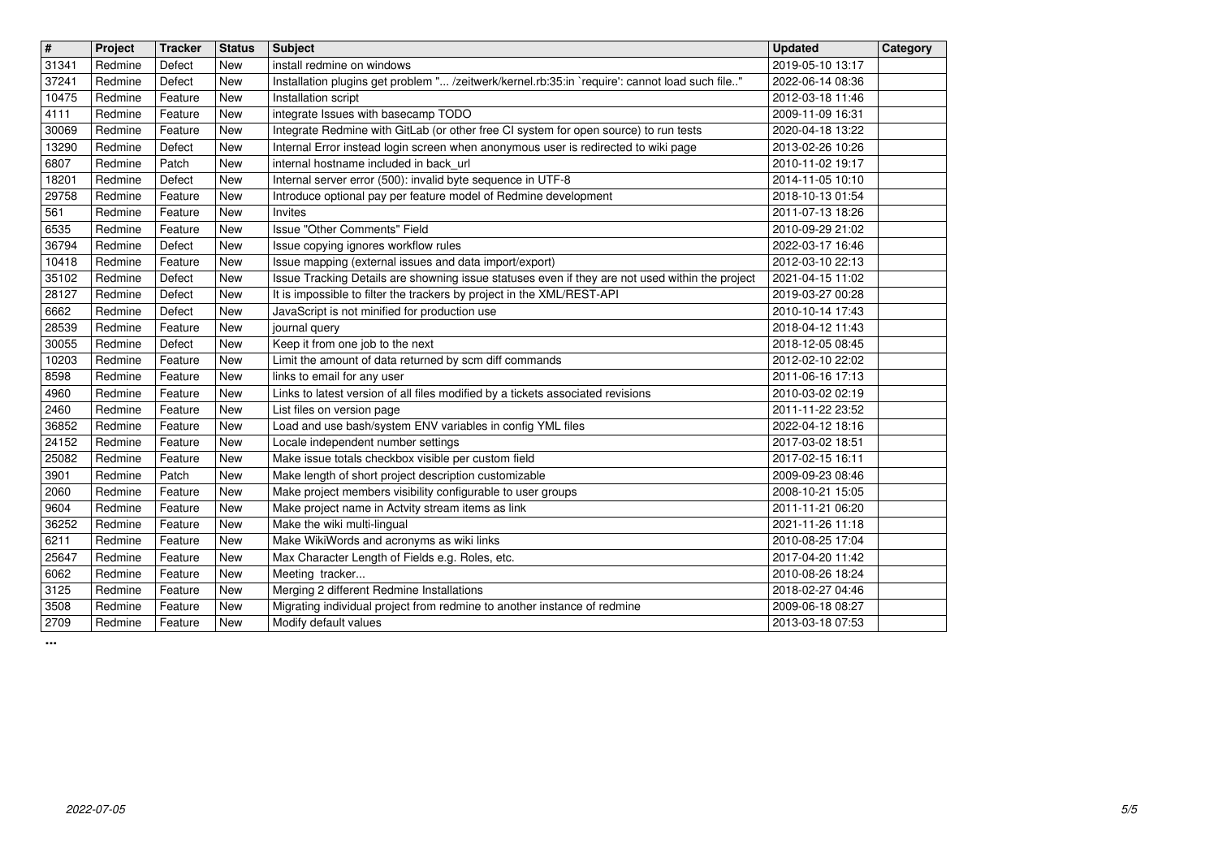| # | Project | Tracker | Status | Subject | Updated | Category |
|---|---|---|---|---|---|---|
| 31341 | Redmine | Defect | New | install redmine on windows | 2019-05-10 13:17 | |
| 37241 | Redmine | Defect | New | Installation plugins get problem "... /zeitwerk/kernel.rb:35:in `require': cannot load such file.." | 2022-06-14 08:36 | |
| 10475 | Redmine | Feature | New | Installation script | 2012-03-18 11:46 | |
| 4111 | Redmine | Feature | New | integrate Issues with basecamp TODO | 2009-11-09 16:31 | |
| 30069 | Redmine | Feature | New | Integrate Redmine with GitLab (or other free CI system for open source) to run tests | 2020-04-18 13:22 | |
| 13290 | Redmine | Defect | New | Internal Error instead login screen when anonymous user is redirected to wiki page | 2013-02-26 10:26 | |
| 6807 | Redmine | Patch | New | internal hostname included in back_url | 2010-11-02 19:17 | |
| 18201 | Redmine | Defect | New | Internal server error (500): invalid byte sequence in UTF-8 | 2014-11-05 10:10 | |
| 29758 | Redmine | Feature | New | Introduce optional pay per feature model of Redmine development | 2018-10-13 01:54 | |
| 561 | Redmine | Feature | New | Invites | 2011-07-13 18:26 | |
| 6535 | Redmine | Feature | New | Issue "Other Comments" Field | 2010-09-29 21:02 | |
| 36794 | Redmine | Defect | New | Issue copying ignores workflow rules | 2022-03-17 16:46 | |
| 10418 | Redmine | Feature | New | Issue mapping (external issues and data import/export) | 2012-03-10 22:13 | |
| 35102 | Redmine | Defect | New | Issue Tracking Details are showning issue statuses even if they are not used within the project | 2021-04-15 11:02 | |
| 28127 | Redmine | Defect | New | It is impossible to filter the trackers by project in the XML/REST-API | 2019-03-27 00:28 | |
| 6662 | Redmine | Defect | New | JavaScript is not minified for production use | 2010-10-14 17:43 | |
| 28539 | Redmine | Feature | New | journal query | 2018-04-12 11:43 | |
| 30055 | Redmine | Defect | New | Keep it from one job to the next | 2018-12-05 08:45 | |
| 10203 | Redmine | Feature | New | Limit the amount of data returned by scm diff commands | 2012-02-10 22:02 | |
| 8598 | Redmine | Feature | New | links to email for any user | 2011-06-16 17:13 | |
| 4960 | Redmine | Feature | New | Links to latest version of all files modified by a tickets associated revisions | 2010-03-02 02:19 | |
| 2460 | Redmine | Feature | New | List files on version page | 2011-11-22 23:52 | |
| 36852 | Redmine | Feature | New | Load and use bash/system ENV variables in config YML files | 2022-04-12 18:16 | |
| 24152 | Redmine | Feature | New | Locale independent number settings | 2017-03-02 18:51 | |
| 25082 | Redmine | Feature | New | Make issue totals checkbox visible per custom field | 2017-02-15 16:11 | |
| 3901 | Redmine | Patch | New | Make length of short project description customizable | 2009-09-23 08:46 | |
| 2060 | Redmine | Feature | New | Make project members visibility configurable to user groups | 2008-10-21 15:05 | |
| 9604 | Redmine | Feature | New | Make project name in Actvity stream items as link | 2011-11-21 06:20 | |
| 36252 | Redmine | Feature | New | Make the wiki multi-lingual | 2021-11-26 11:18 | |
| 6211 | Redmine | Feature | New | Make WikiWords and acronyms as wiki links | 2010-08-25 17:04 | |
| 25647 | Redmine | Feature | New | Max Character Length of Fields e.g. Roles, etc. | 2017-04-20 11:42 | |
| 6062 | Redmine | Feature | New | Meeting tracker... | 2010-08-26 18:24 | |
| 3125 | Redmine | Feature | New | Merging 2 different Redmine Installations | 2018-02-27 04:46 | |
| 3508 | Redmine | Feature | New | Migrating individual project from redmine to another instance of redmine | 2009-06-18 08:27 | |
| 2709 | Redmine | Feature | New | Modify default values | 2013-03-18 07:53 | |

...